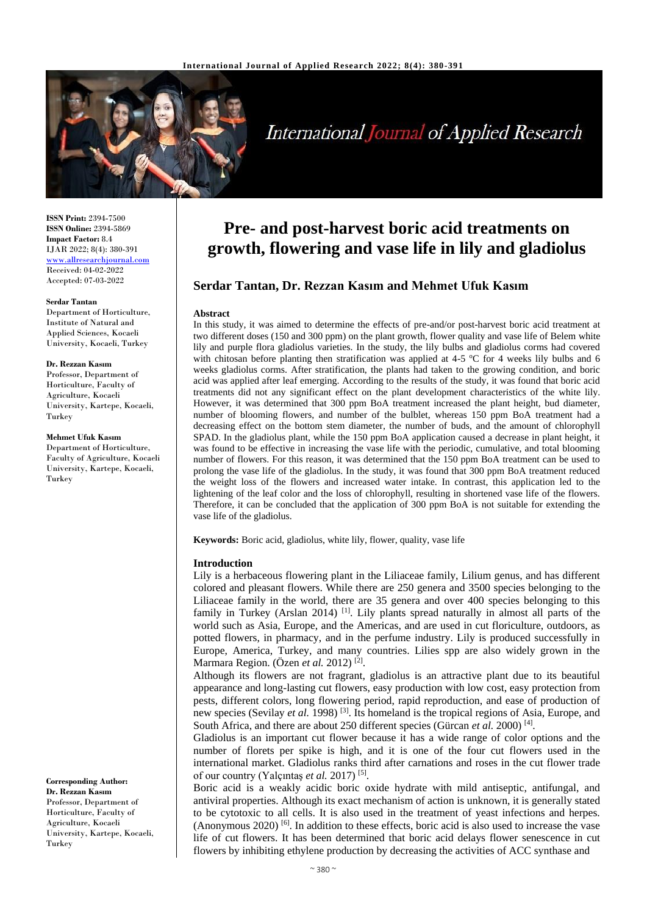**ISSN Print:** 2394-7500
**ISSN Online:** 2394-5869
**Impact Factor:** 8.4
IJAR 2022; 8(4): 380-391
www.allresearchjournal.com
Received: 04-02-2022
Accepted: 07-03-2022

**Serdar Tantan**
Department of Horticulture, Institute of Natural and Applied Sciences, Kocaeli University, Kocaeli, Turkey

**Dr. Rezzan Kasım**
Professor, Department of Horticulture, Faculty of Agriculture, Kocaeli University, Kartepe, Kocaeli, Turkey

**Mehmet Ufuk Kasım**
Department of Horticulture, Faculty of Agriculture, Kocaeli University, Kartepe, Kocaeli, Turkey

**Corresponding Author:**
**Dr. Rezzan Kasım**
Professor, Department of Horticulture, Faculty of Agriculture, Kocaeli University, Kartepe, Kocaeli, Turkey

# Pre- and post-harvest boric acid treatments on growth, flowering and vase life in lily and gladiolus

**Serdar Tantan, Dr. Rezzan Kasım and Mehmet Ufuk Kasım**

### Abstract

In this study, it was aimed to determine the effects of pre-and/or post-harvest boric acid treatment at two different doses (150 and 300 ppm) on the plant growth, flower quality and vase life of Belem white lily and purple flora gladiolus varieties. In the study, the lily bulbs and gladiolus corms had covered with chitosan before planting then stratification was applied at 4-5 ºC for 4 weeks lily bulbs and 6 weeks gladiolus corms. After stratification, the plants had taken to the growing condition, and boric acid was applied after leaf emerging. According to the results of the study, it was found that boric acid treatments did not any significant effect on the plant development characteristics of the white lily. However, it was determined that 300 ppm BoA treatment increased the plant height, bud diameter, number of blooming flowers, and number of the bulblet, whereas 150 ppm BoA treatment had a decreasing effect on the bottom stem diameter, the number of buds, and the amount of chlorophyll SPAD. In the gladiolus plant, while the 150 ppm BoA application caused a decrease in plant height, it was found to be effective in increasing the vase life with the periodic, cumulative, and total blooming number of flowers. For this reason, it was determined that the 150 ppm BoA treatment can be used to prolong the vase life of the gladiolus. In the study, it was found that 300 ppm BoA treatment reduced the weight loss of the flowers and increased water intake. In contrast, this application led to the lightening of the leaf color and the loss of chlorophyll, resulting in shortened vase life of the flowers. Therefore, it can be concluded that the application of 300 ppm BoA is not suitable for extending the vase life of the gladiolus.

**Keywords:** Boric acid, gladiolus, white lily, flower, quality, vase life

### Introduction

Lily is a herbaceous flowering plant in the Liliaceae family, Lilium genus, and has different colored and pleasant flowers. While there are 250 genera and 3500 species belonging to the Liliaceae family in the world, there are 35 genera and over 400 species belonging to this family in Turkey (Arslan 2014) [1]. Lily plants spread naturally in almost all parts of the world such as Asia, Europe, and the Americas, and are used in cut floriculture, outdoors, as potted flowers, in pharmacy, and in the perfume industry. Lily is produced successfully in Europe, America, Turkey, and many countries. Lilies spp are also widely grown in the Marmara Region. (Özen *et al.* 2012) [2].

Although its flowers are not fragrant, gladiolus is an attractive plant due to its beautiful appearance and long-lasting cut flowers, easy production with low cost, easy protection from pests, different colors, long flowering period, rapid reproduction, and ease of production of new species (Sevilay *et al.* 1998) [3]. Its homeland is the tropical regions of Asia, Europe, and South Africa, and there are about 250 different species (Gürcan *et al.* 2000) [4].

Gladiolus is an important cut flower because it has a wide range of color options and the number of florets per spike is high, and it is one of the four cut flowers used in the international market. Gladiolus ranks third after carnations and roses in the cut flower trade of our country (Yalçıntaş *et al.* 2017) [5].

Boric acid is a weakly acidic boric oxide hydrate with mild antiseptic, antifungal, and antiviral properties. Although its exact mechanism of action is unknown, it is generally stated to be cytotoxic to all cells. It is also used in the treatment of yeast infections and herpes. (Anonymous 2020) [6]. In addition to these effects, boric acid is also used to increase the vase life of cut flowers. It has been determined that boric acid delays flower senescence in cut flowers by inhibiting ethylene production by decreasing the activities of ACC synthase and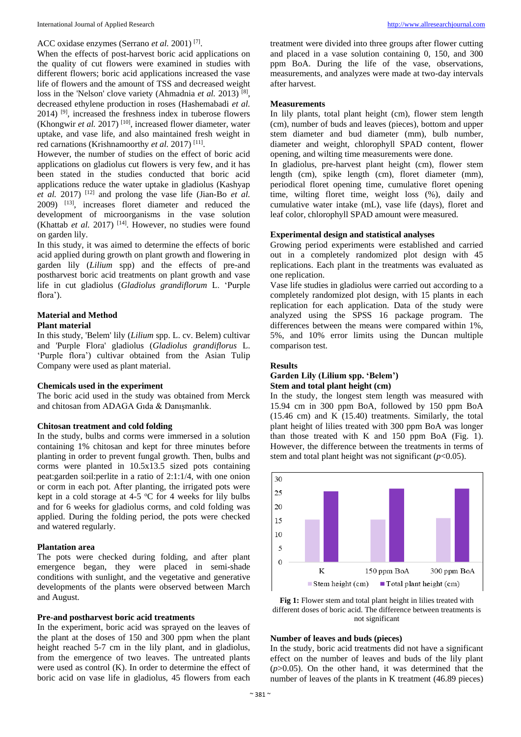ACC oxidase enzymes (Serrano *et al.* 2001) [7].

When the effects of post-harvest boric acid applications on the quality of cut flowers were examined in studies with different flowers; boric acid applications increased the vase life of flowers and the amount of TSS and decreased weight loss in the 'Nelson' clove variety (Ahmadnia *et al.* 2013) [8], decreased ethylene production in roses (Hashemabadi *et al.* 2014) [9], increased the freshness index in tuberose flowers (Khongwir *et al.* 2017) [10], increased flower diameter, water uptake, and vase life, and also maintained fresh weight in red carnations (Krishnamoorthy *et al.* 2017) [11].

However, the number of studies on the effect of boric acid applications on gladiolus cut flowers is very few, and it has been stated in the studies conducted that boric acid applications reduce the water uptake in gladiolus (Kashyap *et al.* 2017) [12] and prolong the vase life (Jian-Bo *et al.* 2009) [13], increases floret diameter and reduced the development of microorganisms in the vase solution (Khattab *et al.* 2017) [14]. However, no studies were found on garden lily.

In this study, it was aimed to determine the effects of boric acid applied during growth on plant growth and flowering in garden lily (*Lilium* spp) and the effects of pre-and postharvest boric acid treatments on plant growth and vase life in cut gladiolus (*Gladiolus grandiflorum* L. 'Purple flora').

## Material and Method

### Plant material

In this study, 'Belem' lily (*Lilium* spp. L. cv. Belem) cultivar and 'Purple Flora' gladiolus (*Gladiolus grandiflorus* L. 'Purple flora') cultivar obtained from the Asian Tulip Company were used as plant material.

### Chemicals used in the experiment

The boric acid used in the study was obtained from Merck and chitosan from ADAGA Gıda & Danışmanlık.

### Chitosan treatment and cold folding

In the study, bulbs and corms were immersed in a solution containing 1% chitosan and kept for three minutes before planting in order to prevent fungal growth. Then, bulbs and corms were planted in 10.5x13.5 sized pots containing peat:garden soil:perlite in a ratio of 2:1:1/4, with one onion or corm in each pot. After planting, the irrigated pots were kept in a cold storage at 4-5 ºC for 4 weeks for lily bulbs and for 6 weeks for gladiolus corms, and cold folding was applied. During the folding period, the pots were checked and watered regularly.

### Plantation area

The pots were checked during folding, and after plant emergence began, they were placed in semi-shade conditions with sunlight, and the vegetative and generative developments of the plants were observed between March and August.

### Pre-and postharvest boric acid treatments

In the experiment, boric acid was sprayed on the leaves of the plant at the doses of 150 and 300 ppm when the plant height reached 5-7 cm in the lily plant, and in gladiolus, from the emergence of two leaves. The untreated plants were used as control (K). In order to determine the effect of boric acid on vase life in gladiolus, 45 flowers from each treatment were divided into three groups after flower cutting and placed in a vase solution containing 0, 150, and 300 ppm BoA. During the life of the vase, observations, measurements, and analyzes were made at two-day intervals after harvest.

### Measurements

In lily plants, total plant height (cm), flower stem length (cm), number of buds and leaves (pieces), bottom and upper stem diameter and bud diameter (mm), bulb number, diameter and weight, chlorophyll SPAD content, flower opening, and wilting time measurements were done.

In gladiolus, pre-harvest plant height (cm), flower stem length (cm), spike length (cm), floret diameter (mm), periodical floret opening time, cumulative floret opening time, wilting floret time, weight loss (%), daily and cumulative water intake (mL), vase life (days), floret and leaf color, chlorophyll SPAD amount were measured.

### Experimental design and statistical analyses

Growing period experiments were established and carried out in a completely randomized plot design with 45 replications. Each plant in the treatments was evaluated as one replication.

Vase life studies in gladiolus were carried out according to a completely randomized plot design, with 15 plants in each replication for each application. Data of the study were analyzed using the SPSS 16 package program. The differences between the means were compared within 1%, 5%, and 10% error limits using the Duncan multiple comparison test.

## Results

### Garden Lily (Lilium spp. 'Belem')

### Stem and total plant height (cm)

In the study, the longest stem length was measured with 15.94 cm in 300 ppm BoA, followed by 150 ppm BoA (15.46 cm) and K (15.40) treatments. Similarly, the total plant height of lilies treated with 300 ppm BoA was longer than those treated with K and 150 ppm BoA (Fig. 1). However, the difference between the treatments in terms of stem and total plant height was not significant ($p<0.05$).

**Fig 1:** Flower stem and total plant height in lilies treated with different doses of boric acid. The difference between treatments is not significant

### Number of leaves and buds (pieces)

In the study, boric acid treatments did not have a significant effect on the number of leaves and buds of the lily plant ($p>0.05$). On the other hand, it was determined that the number of leaves of the plants in K treatment (46.89 pieces)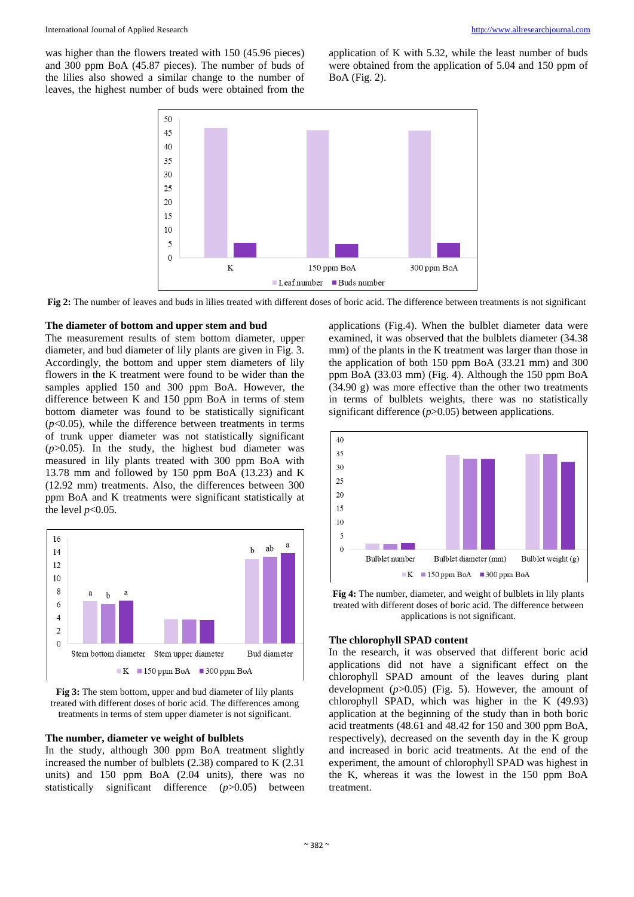was higher than the flowers treated with 150 (45.96 pieces) and 300 ppm BoA (45.87 pieces). The number of buds of the lilies also showed a similar change to the number of leaves, the highest number of buds were obtained from the application of K with 5.32, while the least number of buds were obtained from the application of 5.04 and 150 ppm of BoA (Fig. 2).

**Fig 2:** The number of leaves and buds in lilies treated with different doses of boric acid. The difference between treatments is not significant

### The diameter of bottom and upper stem and bud

The measurement results of stem bottom diameter, upper diameter, and bud diameter of lily plants are given in Fig. 3. Accordingly, the bottom and upper stem diameters of lily flowers in the K treatment were found to be wider than the samples applied 150 and 300 ppm BoA. However, the difference between K and 150 ppm BoA in terms of stem bottom diameter was found to be statistically significant ($p<0.05$), while the difference between treatments in terms of trunk upper diameter was not statistically significant ($p>0.05$). In the study, the highest bud diameter was measured in lily plants treated with 300 ppm BoA with 13.78 mm and followed by 150 ppm BoA (13.23) and K (12.92 mm) treatments. Also, the differences between 300 ppm BoA and K treatments were significant statistically at the level $p<0.05$.

**Fig 3:** The stem bottom, upper and bud diameter of lily plants treated with different doses of boric acid. The differences among treatments in terms of stem upper diameter is not significant.

### The number, diameter ve weight of bulblets

In the study, although 300 ppm BoA treatment slightly increased the number of bulblets (2.38) compared to K (2.31 units) and 150 ppm BoA (2.04 units), there was no statistically significant difference ($p>0.05$) between applications (Fig.4). When the bulblet diameter data were examined, it was observed that the bulblets diameter (34.38 mm) of the plants in the K treatment was larger than those in the application of both 150 ppm BoA (33.21 mm) and 300 ppm BoA (33.03 mm) (Fig. 4). Although the 150 ppm BoA (34.90 g) was more effective than the other two treatments in terms of bulblets weights, there was no statistically significant difference ($p>0.05$) between applications.

**Fig 4:** The number, diameter, and weight of bulblets in lily plants treated with different doses of boric acid. The difference between applications is not significant.

### The chlorophyll SPAD content

In the research, it was observed that different boric acid applications did not have a significant effect on the chlorophyll SPAD amount of the leaves during plant development ($p>0.05$) (Fig. 5). However, the amount of chlorophyll SPAD, which was higher in the K (49.93) application at the beginning of the study than in both boric acid treatments (48.61 and 48.42 for 150 and 300 ppm BoA, respectively), decreased on the seventh day in the K group and increased in boric acid treatments. At the end of the experiment, the amount of chlorophyll SPAD was highest in the K, whereas it was the lowest in the 150 ppm BoA treatment.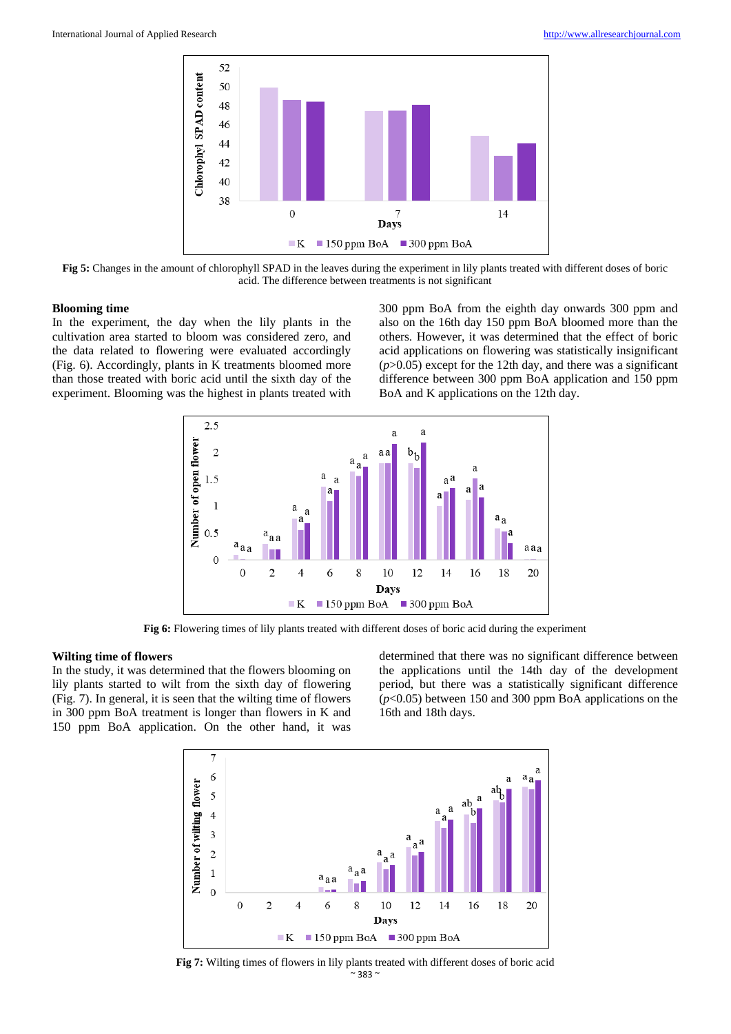Fig 5: Changes in the amount of chlorophyll SPAD in the leaves during the experiment in lily plants treated with different doses of boric acid. The difference between treatments is not significant

### Blooming time

In the experiment, the day when the lily plants in the cultivation area started to bloom was considered zero, and the data related to flowering were evaluated accordingly (Fig. 6). Accordingly, plants in K treatments bloomed more than those treated with boric acid until the sixth day of the experiment. Blooming was the highest in plants treated with 300 ppm BoA from the eighth day onwards 300 ppm and also on the 16th day 150 ppm BoA bloomed more than the others. However, it was determined that the effect of boric acid applications on flowering was statistically insignificant ($p>0.05$) except for the 12th day, and there was a significant difference between 300 ppm BoA application and 150 ppm BoA and K applications on the 12th day.

Fig 6: Flowering times of lily plants treated with different doses of boric acid during the experiment

### Wilting time of flowers

In the study, it was determined that the flowers blooming on lily plants started to wilt from the sixth day of flowering (Fig. 7). In general, it is seen that the wilting time of flowers in 300 ppm BoA treatment is longer than flowers in K and 150 ppm BoA application. On the other hand, it was determined that there was no significant difference between the applications until the 14th day of the development period, but there was a statistically significant difference ($p<0.05$) between 150 and 300 ppm BoA applications on the 16th and 18th days.

Fig 7: Wilting times of flowers in lily plants treated with different doses of boric acid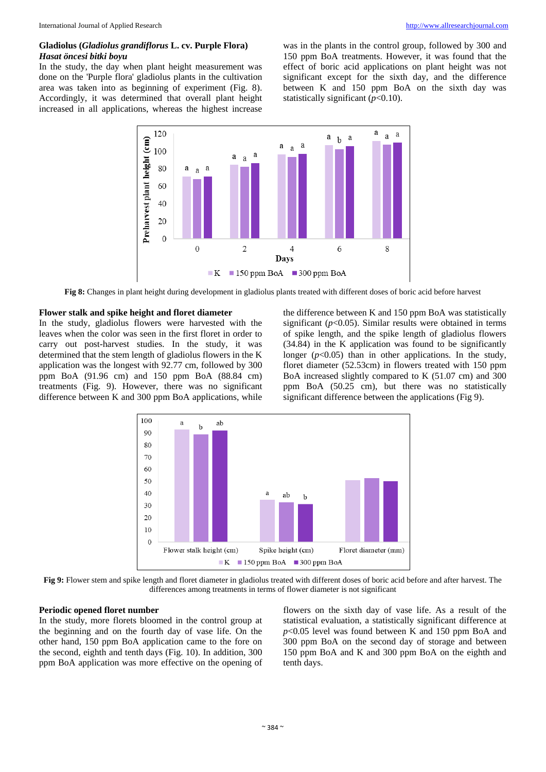**Gladiolus (*Gladiolus grandiflorus* L. cv. Purple Flora)**
***Hasat öncesi bitki boyu***

In the study, the day when plant height measurement was done on the 'Purple flora' gladiolus plants in the cultivation area was taken into as beginning of experiment (Fig. 8). Accordingly, it was determined that overall plant height increased in all applications, whereas the highest increase was in the plants in the control group, followed by 300 and 150 ppm BoA treatments. However, it was found that the effect of boric acid applications on plant height was not significant except for the sixth day, and the difference between K and 150 ppm BoA on the sixth day was statistically significant ($p$<0.10).

**Fig 8:** Changes in plant height during development in gladiolus plants treated with different doses of boric acid before harvest

**Flower stalk and spike height and floret diameter**

In the study, gladiolus flowers were harvested with the leaves when the color was seen in the first floret in order to carry out post-harvest studies. In the study, it was determined that the stem length of gladiolus flowers in the K application was the longest with 92.77 cm, followed by 300 ppm BoA (91.96 cm) and 150 ppm BoA (88.84 cm) treatments (Fig. 9). However, there was no significant difference between K and 300 ppm BoA applications, while the difference between K and 150 ppm BoA was statistically significant ($p$<0.05). Similar results were obtained in terms of spike length, and the spike length of gladiolus flowers (34.84) in the K application was found to be significantly longer ($p$<0.05) than in other applications. In the study, floret diameter (52.53cm) in flowers treated with 150 ppm BoA increased slightly compared to K (51.07 cm) and 300 ppm BoA (50.25 cm), but there was no statistically significant difference between the applications (Fig 9).

**Fig 9:** Flower stem and spike length and floret diameter in gladiolus treated with different doses of boric acid before and after harvest. The differences among treatments in terms of flower diameter is not significant

**Periodic opened floret number**

In the study, more florets bloomed in the control group at the beginning and on the fourth day of vase life. On the other hand, 150 ppm BoA application came to the fore on the second, eighth and tenth days (Fig. 10). In addition, 300 ppm BoA application was more effective on the opening of flowers on the sixth day of vase life. As a result of the statistical evaluation, a statistically significant difference at $p$<0.05 level was found between K and 150 ppm BoA and 300 ppm BoA on the second day of storage and between 150 ppm BoA and K and 300 ppm BoA on the eighth and tenth days.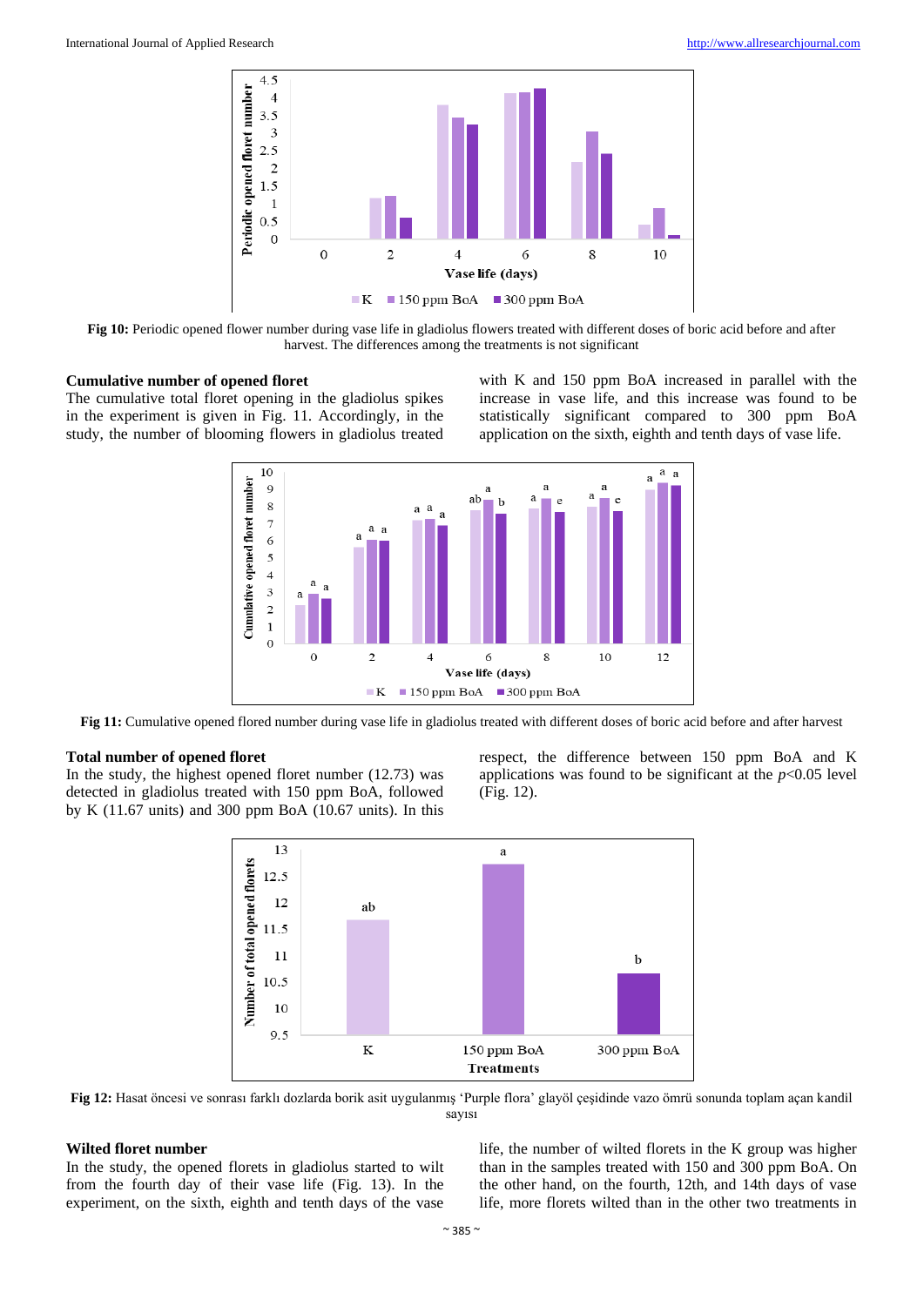Fig 10: Periodic opened flower number during vase life in gladiolus flowers treated with different doses of boric acid before and after harvest. The differences among the treatments is not significant

## Cumulative number of opened floret

The cumulative total floret opening in the gladiolus spikes in the experiment is given in Fig. 11. Accordingly, in the study, the number of blooming flowers in gladiolus treated with K and 150 ppm BoA increased in parallel with the increase in vase life, and this increase was found to be statistically significant compared to 300 ppm BoA application on the sixth, eighth and tenth days of vase life.

Fig 11: Cumulative opened flored number during vase life in gladiolus treated with different doses of boric acid before and after harvest

## Total number of opened floret

In the study, the highest opened floret number (12.73) was detected in gladiolus treated with 150 ppm BoA, followed by K (11.67 units) and 300 ppm BoA (10.67 units). In this respect, the difference between 150 ppm BoA and K applications was found to be significant at the $p<0.05$ level (Fig. 12).

Fig 12: Hasat öncesi ve sonrası farklı dozlarda borik asit uygulanmış ‘Purple flora’ glayöl çeşidinde vazo ömrü sonunda toplam açan kandil sayısı

## Wilted floret number

In the study, the opened florets in gladiolus started to wilt from the fourth day of their vase life (Fig. 13). In the experiment, on the sixth, eighth and tenth days of the vase life, the number of wilted florets in the K group was higher than in the samples treated with 150 and 300 ppm BoA. On the other hand, on the fourth, 12th, and 14th days of vase life, more florets wilted than in the other two treatments in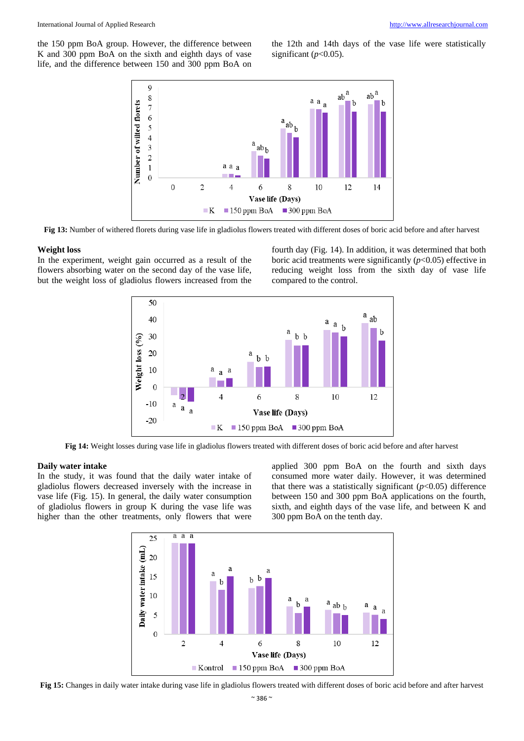the 150 ppm BoA group. However, the difference between K and 300 ppm BoA on the sixth and eighth days of vase life, and the difference between 150 and 300 ppm BoA on the 12th and 14th days of the vase life were statistically significant ($p<0.05$).

**Fig 13:** Number of withered florets during vase life in gladiolus flowers treated with different doses of boric acid before and after harvest

### Weight loss

In the experiment, weight gain occurred as a result of the flowers absorbing water on the second day of the vase life, but the weight loss of gladiolus flowers increased from the fourth day (Fig. 14). In addition, it was determined that both boric acid treatments were significantly ($p<0.05$) effective in reducing weight loss from the sixth day of vase life compared to the control.

**Fig 14:** Weight losses during vase life in gladiolus flowers treated with different doses of boric acid before and after harvest

### Daily water intake

In the study, it was found that the daily water intake of gladiolus flowers decreased inversely with the increase in vase life (Fig. 15). In general, the daily water consumption of gladiolus flowers in group K during the vase life was higher than the other treatments, only flowers that were applied 300 ppm BoA on the fourth and sixth days consumed more water daily. However, it was determined that there was a statistically significant ($p<0.05$) difference between 150 and 300 ppm BoA applications on the fourth, sixth, and eighth days of the vase life, and between K and 300 ppm BoA on the tenth day.

**Fig 15:** Changes in daily water intake during vase life in gladiolus flowers treated with different doses of boric acid before and after harvest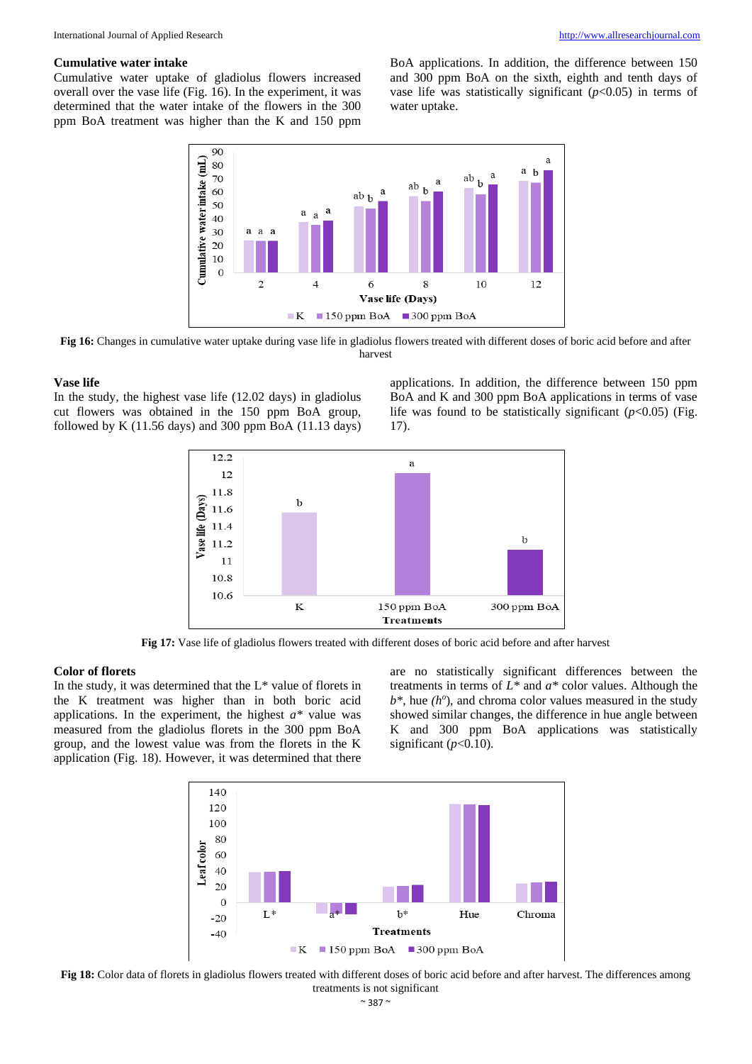### Cumulative water intake

Cumulative water uptake of gladiolus flowers increased overall over the vase life (Fig. 16). In the experiment, it was determined that the water intake of the flowers in the 300 ppm BoA treatment was higher than the K and 150 ppm BoA applications. In addition, the difference between 150 and 300 ppm BoA on the sixth, eighth and tenth days of vase life was statistically significant ($p$<0.05) in terms of water uptake.

**Fig 16:** Changes in cumulative water uptake during vase life in gladiolus flowers treated with different doses of boric acid before and after harvest

### Vase life

In the study, the highest vase life (12.02 days) in gladiolus cut flowers was obtained in the 150 ppm BoA group, followed by K (11.56 days) and 300 ppm BoA (11.13 days) applications. In addition, the difference between 150 ppm BoA and K and 300 ppm BoA applications in terms of vase life was found to be statistically significant ($p$<0.05) (Fig. 17).

**Fig 17:** Vase life of gladiolus flowers treated with different doses of boric acid before and after harvest

### Color of florets

In the study, it was determined that the L* value of florets in the K treatment was higher than in both boric acid applications. In the experiment, the highest $a^*$ value was measured from the gladiolus florets in the 300 ppm BoA group, and the lowest value was from the florets in the K application (Fig. 18). However, it was determined that there are no statistically significant differences between the treatments in terms of $L^*$ and $a^*$ color values. Although the $b^*$, hue ($h^o$), and chroma color values measured in the study showed similar changes, the difference in hue angle between K and 300 ppm BoA applications was statistically significant ($p$<0.10).

**Fig 18:** Color data of florets in gladiolus flowers treated with different doses of boric acid before and after harvest. The differences among treatments is not significant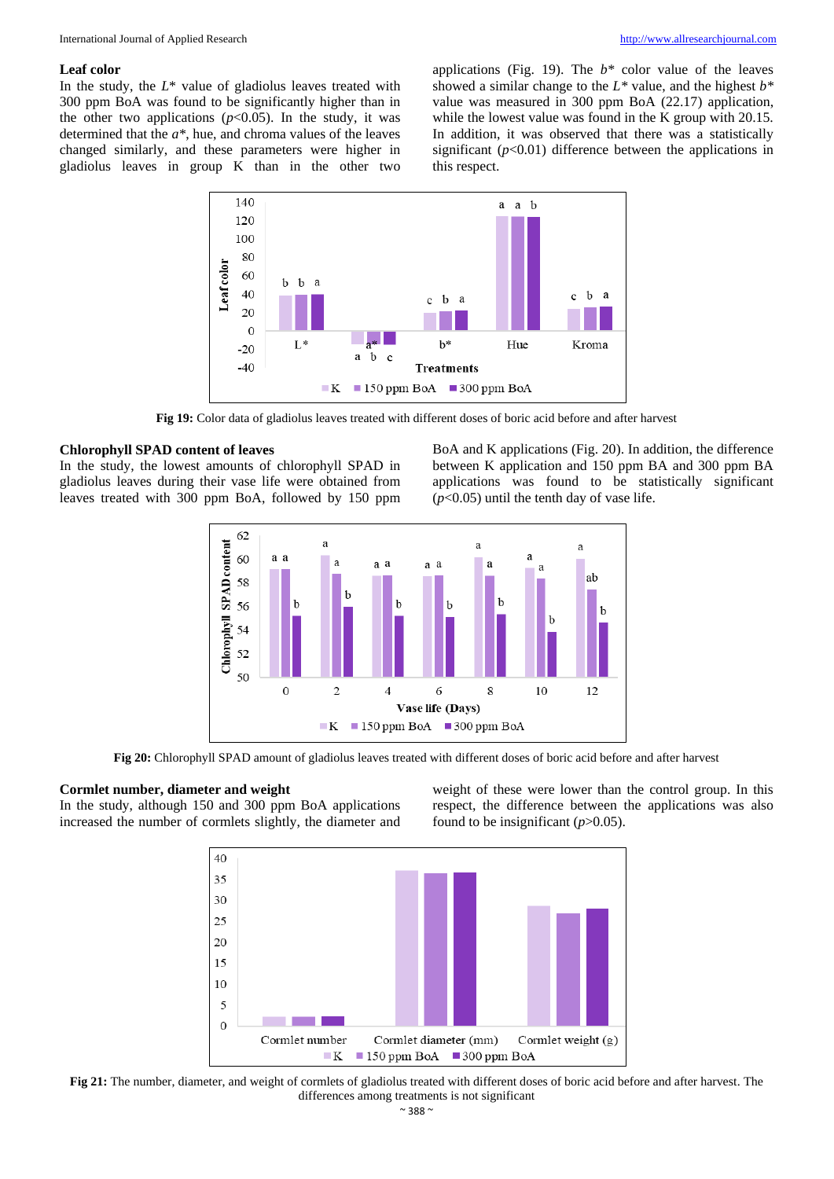### Leaf color

In the study, the *L** value of gladiolus leaves treated with 300 ppm BoA was found to be significantly higher than in the other two applications ($p<0.05$). In the study, it was determined that the *a**, hue, and chroma values of the leaves changed similarly, and these parameters were higher in gladiolus leaves in group K than in the other two applications (Fig. 19). The *b** color value of the leaves showed a similar change to the *L** value, and the highest *b** value was measured in 300 ppm BoA (22.17) application, while the lowest value was found in the K group with 20.15. In addition, it was observed that there was a statistically significant ($p<0.01$) difference between the applications in this respect.

**Fig 19:** Color data of gladiolus leaves treated with different doses of boric acid before and after harvest

### Chlorophyll SPAD content of leaves

In the study, the lowest amounts of chlorophyll SPAD in gladiolus leaves during their vase life were obtained from leaves treated with 300 ppm BoA, followed by 150 ppm BoA and K applications (Fig. 20). In addition, the difference between K application and 150 ppm BA and 300 ppm BA applications was found to be statistically significant ($p<0.05$) until the tenth day of vase life.

**Fig 20:** Chlorophyll SPAD amount of gladiolus leaves treated with different doses of boric acid before and after harvest

### Cormlet number, diameter and weight

In the study, although 150 and 300 ppm BoA applications increased the number of cormlets slightly, the diameter and weight of these were lower than the control group. In this respect, the difference between the applications was also found to be insignificant ($p>0.05$).

**Fig 21:** The number, diameter, and weight of cormlets of gladiolus treated with different doses of boric acid before and after harvest. The differences among treatments is not significant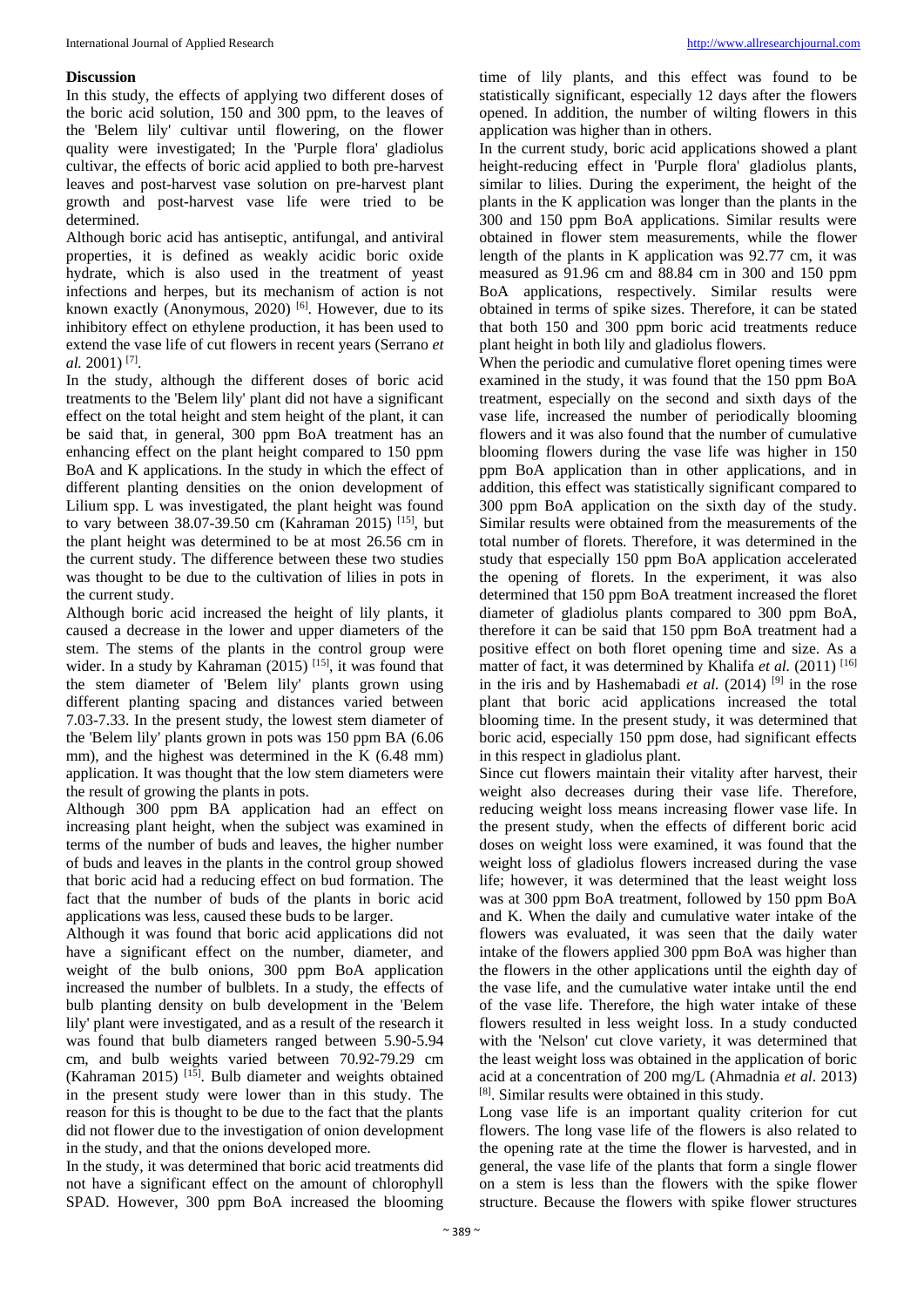### Discussion

In this study, the effects of applying two different doses of the boric acid solution, 150 and 300 ppm, to the leaves of the 'Belem lily' cultivar until flowering, on the flower quality were investigated; In the 'Purple flora' gladiolus cultivar, the effects of boric acid applied to both pre-harvest leaves and post-harvest vase solution on pre-harvest plant growth and post-harvest vase life were tried to be determined.

Although boric acid has antiseptic, antifungal, and antiviral properties, it is defined as weakly acidic boric oxide hydrate, which is also used in the treatment of yeast infections and herpes, but its mechanism of action is not known exactly (Anonymous, 2020) [6]. However, due to its inhibitory effect on ethylene production, it has been used to extend the vase life of cut flowers in recent years (Serrano *et al.* 2001) [7].

In the study, although the different doses of boric acid treatments to the 'Belem lily' plant did not have a significant effect on the total height and stem height of the plant, it can be said that, in general, 300 ppm BoA treatment has an enhancing effect on the plant height compared to 150 ppm BoA and K applications. In the study in which the effect of different planting densities on the onion development of Lilium spp. L was investigated, the plant height was found to vary between 38.07-39.50 cm (Kahraman 2015) [15], but the plant height was determined to be at most 26.56 cm in the current study. The difference between these two studies was thought to be due to the cultivation of lilies in pots in the current study.

Although boric acid increased the height of lily plants, it caused a decrease in the lower and upper diameters of the stem. The stems of the plants in the control group were wider. In a study by Kahraman (2015) [15], it was found that the stem diameter of 'Belem lily' plants grown using different planting spacing and distances varied between 7.03-7.33. In the present study, the lowest stem diameter of the 'Belem lily' plants grown in pots was 150 ppm BoA (6.06 mm), and the highest was determined in the K (6.48 mm) application. It was thought that the low stem diameters were the result of growing the plants in pots.

Although 300 ppm BA application had an effect on increasing plant height, when the subject was examined in terms of the number of buds and leaves, the higher number of buds and leaves in the plants in the control group showed that boric acid had a reducing effect on bud formation. The fact that the number of buds of the plants in boric acid applications was less, caused these buds to be larger.

Although it was found that boric acid applications did not have a significant effect on the number, diameter, and weight of the bulb onions, 300 ppm BoA application increased the number of bulblets. In a study, the effects of bulb planting density on bulb development in the 'Belem lily' plant were investigated, and as a result of the research it was found that bulb diameters ranged between 5.90-5.94 cm, and bulb weights varied between 70.92-79.29 cm (Kahraman 2015) [15]. Bulb diameter and weights obtained in the present study were lower than in this study. The reason for this is thought to be due to the fact that the plants did not flower due to the investigation of onion development in the study, and that the onions developed more.

In the study, it was determined that boric acid treatments did not have a significant effect on the amount of chlorophyll SPAD. However, 300 ppm BoA increased the blooming time of lily plants, and this effect was found to be statistically significant, especially 12 days after the flowers opened. In addition, the number of wilting flowers in this application was higher than in others.

In the current study, boric acid applications showed a plant height-reducing effect in 'Purple flora' gladiolus plants, similar to lilies. During the experiment, the height of the plants in the K application was longer than the plants in the 300 and 150 ppm BoA applications. Similar results were obtained in flower stem measurements, while the flower length of the plants in K application was 92.77 cm, it was measured as 91.96 cm and 88.84 cm in 300 and 150 ppm BoA applications, respectively. Similar results were obtained in terms of spike sizes. Therefore, it can be stated that both 150 and 300 ppm boric acid treatments reduce plant height in both lily and gladiolus flowers.

When the periodic and cumulative floret opening times were examined in the study, it was found that the 150 ppm BoA treatment, especially on the second and sixth days of the vase life, increased the number of periodically blooming flowers and it was also found that the number of cumulative blooming flowers during the vase life was higher in 150 ppm BoA application than in other applications, and in addition, this effect was statistically significant compared to 300 ppm BoA application on the sixth day of the study. Similar results were obtained from the measurements of the total number of florets. Therefore, it was determined in the study that especially 150 ppm BoA application accelerated the opening of florets. In the experiment, it was also determined that 150 ppm BoA treatment increased the floret diameter of gladiolus plants compared to 300 ppm BoA, therefore it can be said that 150 ppm BoA treatment had a positive effect on both floret opening time and size. As a matter of fact, it was determined by Khalifa *et al.* (2011) [16] in the iris and by Hashemabadi *et al.* (2014) [9] in the rose plant that boric acid applications increased the total blooming time. In the present study, it was determined that boric acid, especially 150 ppm dose, had significant effects in this respect in gladiolus plant.

Since cut flowers maintain their vitality after harvest, their weight also decreases during their vase life. Therefore, reducing weight loss means increasing flower vase life. In the present study, when the effects of different boric acid doses on weight loss were examined, it was found that the weight loss of gladiolus flowers increased during the vase life; however, it was determined that the least weight loss was at 300 ppm BoA treatment, followed by 150 ppm BoA and K. When the daily and cumulative water intake of the flowers was evaluated, it was seen that the daily water intake of the flowers applied 300 ppm BoA was higher than the flowers in the other applications until the eighth day of the vase life, and the cumulative water intake until the end of the vase life. Therefore, the high water intake of these flowers resulted in less weight loss. In a study conducted with the 'Nelson' cut clove variety, it was determined that the least weight loss was obtained in the application of boric acid at a concentration of 200 mg/L (Ahmadnia *et al*. 2013) [8]. Similar results were obtained in this study.

Long vase life is an important quality criterion for cut flowers. The long vase life of the flowers is also related to the opening rate at the time the flower is harvested, and in general, the vase life of the plants that form a single flower on a stem is less than the flowers with the spike flower structure. Because the flowers with spike flower structures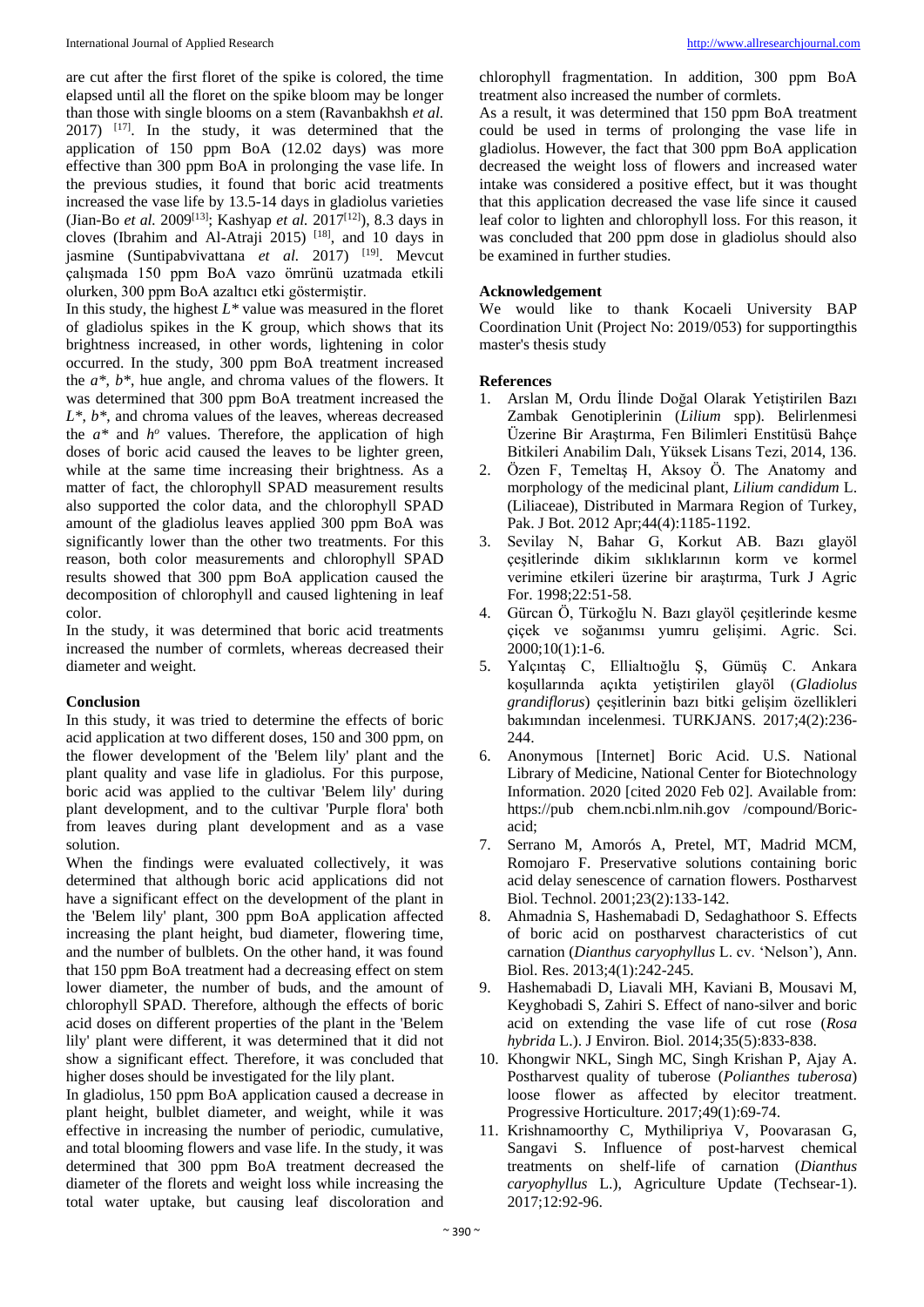are cut after the first floret of the spike is colored, the time elapsed until all the floret on the spike bloom may be longer than those with single blooms on a stem (Ravanbakhsh *et al.* 2017) [17]. In the study, it was determined that the application of 150 ppm BoA (12.02 days) was more effective than 300 ppm BoA in prolonging the vase life. In the previous studies, it found that boric acid treatments increased the vase life by 13.5-14 days in gladiolus varieties (Jian-Bo *et al.* 2009[13]; Kashyap *et al.* 2017[12]), 8.3 days in cloves (Ibrahim and Al-Atraji 2015) [18], and 10 days in jasmine (Suntipabvivattana *et al.* 2017) [19]. Mevcut çalışmada 150 ppm BoA vazo ömrünü uzatmada etkili olurken, 300 ppm BoA azaltıcı etki göstermiştir.

In this study, the highest $L^*$ value was measured in the floret of gladiolus spikes in the K group, which shows that its brightness increased, in other words, lightening in color occurred. In the study, 300 ppm BoA treatment increased the $a^*$, $b^*$, hue angle, and chroma values of the flowers. It was determined that 300 ppm BoA treatment increased the $L^*$, $b^*$, and chroma values of the leaves, whereas decreased the $a^*$ and $h^o$ values. Therefore, the application of high doses of boric acid caused the leaves to be lighter green, while at the same time increasing their brightness. As a matter of fact, the chlorophyll SPAD measurement results also supported the color data, and the chlorophyll SPAD amount of the gladiolus leaves applied 300 ppm BoA was significantly lower than the other two treatments. For this reason, both color measurements and chlorophyll SPAD results showed that 300 ppm BoA application caused the decomposition of chlorophyll and caused lightening in leaf color.

In the study, it was determined that boric acid treatments increased the number of cormlets, whereas decreased their diameter and weight.

## Conclusion

In this study, it was tried to determine the effects of boric acid application at two different doses, 150 and 300 ppm, on the flower development of the 'Belem lily' plant and the plant quality and vase life in gladiolus. For this purpose, boric acid was applied to the cultivar 'Belem lily' during plant development, and to the cultivar 'Purple flora' both from leaves during plant development and as a vase solution.

When the findings were evaluated collectively, it was determined that although boric acid applications did not have a significant effect on the development of the plant in the 'Belem lily' plant, 300 ppm BoA application affected increasing the plant height, bud diameter, flowering time, and the number of bulblets. On the other hand, it was found that 150 ppm BoA treatment had a decreasing effect on stem lower diameter, the number of buds, and the amount of chlorophyll SPAD. Therefore, although the effects of boric acid doses on different properties of the plant in the 'Belem lily' plant were different, it was determined that it did not show a significant effect. Therefore, it was concluded that higher doses should be investigated for the lily plant.

In gladiolus, 150 ppm BoA application caused a decrease in plant height, bulblet diameter, and weight, while it was effective in increasing the number of periodic, cumulative, and total blooming flowers and vase life. In the study, it was determined that 300 ppm BoA treatment decreased the diameter of the florets and weight loss while increasing the total water uptake, but causing leaf discoloration and chlorophyll fragmentation. In addition, 300 ppm BoA treatment also increased the number of cormlets.

As a result, it was determined that 150 ppm BoA treatment could be used in terms of prolonging the vase life in gladiolus. However, the fact that 300 ppm BoA application decreased the weight loss of flowers and increased water intake was considered a positive effect, but it was thought that this application decreased the vase life since it caused leaf color to lighten and chlorophyll loss. For this reason, it was concluded that 200 ppm dose in gladiolus should also be examined in further studies.

## Acknowledgement

We would like to thank Kocaeli University BAP Coordination Unit (Project No: 2019/053) for supportingthis master's thesis study

## References

1. Arslan M, Ordu İlinde Doğal Olarak Yetiştirilen Bazı Zambak Genotiplerinin (*Lilium* spp). Belirlenmesi Üzerine Bir Araştırma, Fen Bilimleri Enstitüsü Bahçe Bitkileri Anabilim Dalı, Yüksek Lisans Tezi, 2014, 136.
2. Özen F, Temeltaş H, Aksoy Ö. The Anatomy and morphology of the medicinal plant, *Lilium candidum* L. (Liliaceae), Distributed in Marmara Region of Turkey, Pak. J Bot. 2012 Apr;44(4):1185-1192.
3. Sevilay N, Bahar G, Korkut AB. Bazı glayöl çeşitlerinde dikim sıklıklarının korm ve kormel verimine etkileri üzerine bir araştırma, Turk J Agric For. 1998;22:51-58.
4. Gürcan Ö, Türkoğlu N. Bazı glayöl çeşitlerinde kesme çiçek ve soğanımsı yumru gelişimi. Agric. Sci. 2000;10(1):1-6.
5. Yalçıntaş C, Ellialtıoğlu Ş, Gümüş C. Ankara koşullarında açıkta yetiştirilen glayöl (*Gladiolus grandiflorus*) çeşitlerinin bazı bitki gelişim özellikleri bakımından incelenmesi. TURKJANS. 2017;4(2):236-244.
6. Anonymous [Internet] Boric Acid. U.S. National Library of Medicine, National Center for Biotechnology Information. 2020 [cited 2020 Feb 02]. Available from: https://pub chem.ncbi.nlm.nih.gov /compound/Boric-acid;
7. Serrano M, Amorós A, Pretel, MT, Madrid MCM, Romojaro F. Preservative solutions containing boric acid delay senescence of carnation flowers. Postharvest Biol. Technol. 2001;23(2):133-142.
8. Ahmadnia S, Hashemabadi D, Sedaghathoor S. Effects of boric acid on postharvest characteristics of cut carnation (*Dianthus caryophyllus* L. cv. 'Nelson'), Ann. Biol. Res. 2013;4(1):242-245.
9. Hashemabadi D, Liavali MH, Kaviani B, Mousavi M, Keyghobadi S, Zahiri S. Effect of nano-silver and boric acid on extending the vase life of cut rose (*Rosa hybrida* L.). J Environ. Biol. 2014;35(5):833-838.
10. Khongwir NKL, Singh MC, Singh Krishan P, Ajay A. Postharvest quality of tuberose (*Polianthes tuberosa*) loose flower as affected by elecitor treatment. Progressive Horticulture. 2017;49(1):69-74.
11. Krishnamoorthy C, Mythilipriya V, Poovarasan G, Sangavi S. Influence of post-harvest chemical treatments on shelf-life of carnation (*Dianthus caryophyllus* L.), Agriculture Update (Techsear-1). 2017;12:92-96.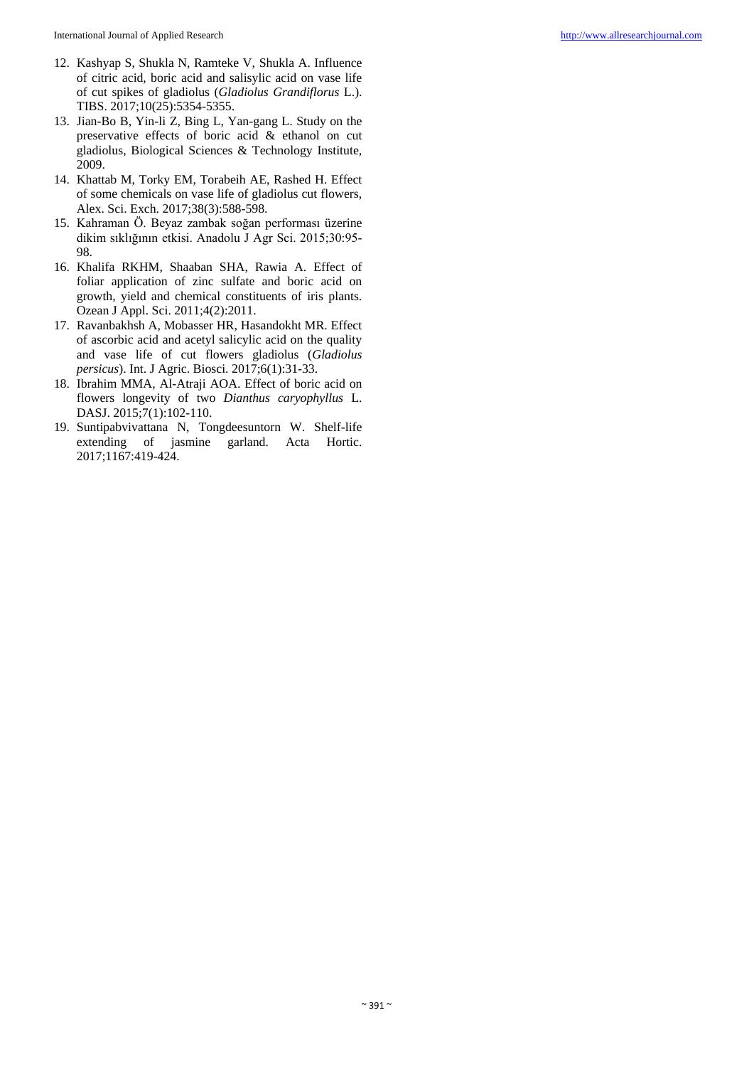12. Kashyap S, Shukla N, Ramteke V, Shukla A. Influence of citric acid, boric acid and salisylic acid on vase life of cut spikes of gladiolus (*Gladiolus Grandiflorus* L.). TIBS. 2017;10(25):5354-5355.
13. Jian-Bo B, Yin-li Z, Bing L, Yan-gang L. Study on the preservative effects of boric acid & ethanol on cut gladiolus, Biological Sciences & Technology Institute, 2009.
14. Khattab M, Torky EM, Torabeih AE, Rashed H. Effect of some chemicals on vase life of gladiolus cut flowers, Alex. Sci. Exch. 2017;38(3):588-598.
15. Kahraman Ö. Beyaz zambak soğan performası üzerine dikim sıklığının etkisi. Anadolu J Agr Sci. 2015;30:95-98.
16. Khalifa RKHM, Shaaban SHA, Rawia A. Effect of foliar application of zinc sulfate and boric acid on growth, yield and chemical constituents of iris plants. Ozean J Appl. Sci. 2011;4(2):2011.
17. Ravanbakhsh A, Mobasser HR, Hasandokht MR. Effect of ascorbic acid and acetyl salicylic acid on the quality and vase life of cut flowers gladiolus (*Gladiolus persicus*). Int. J Agric. Biosci. 2017;6(1):31-33.
18. Ibrahim MMA, Al-Atraji AOA. Effect of boric acid on flowers longevity of two *Dianthus caryophyllus* L. DASJ. 2015;7(1):102-110.
19. Suntipabvivattana N, Tongdeesuntorn W. Shelf-life extending of jasmine garland. Acta Hortic. 2017;1167:419-424.